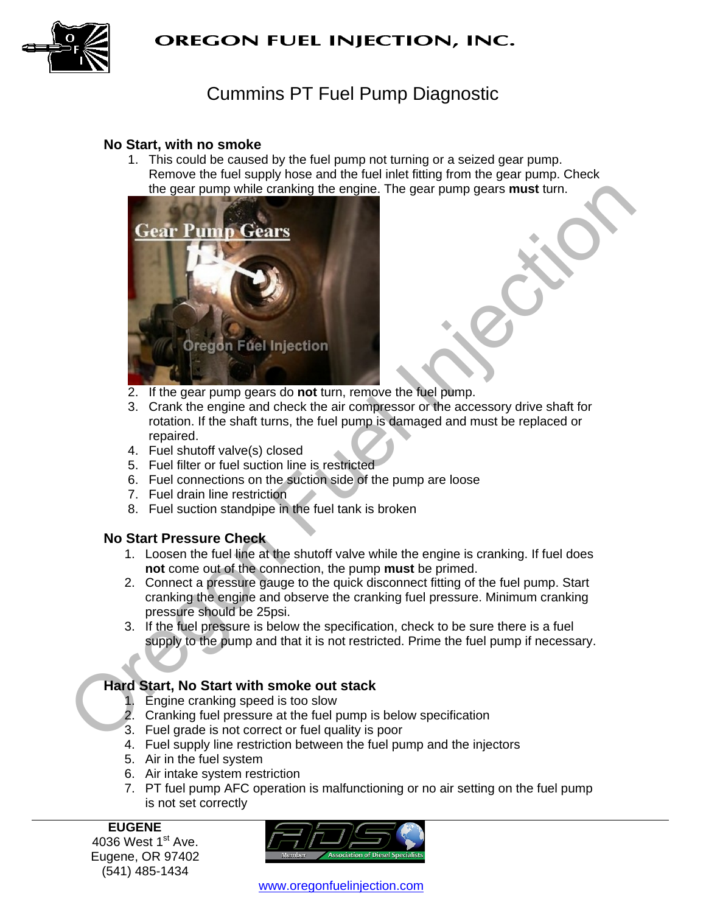# OREGON FUEL INJECTION, INC.

## Cummins PT Fuel Pump Diagnostic

### No Start, with no smoke

1. This could be caused by the fuel pump not turning or a seized gear pump. Remove the fuel supply hose and the fuel inlet fitting from the gear pump. Check the gear pump while cranking the engine. The gear pump gears **must** turn.
2. If the gear pump gears do **not** turn, remove the fuel pump.
3. Crank the engine and check the air compressor or the accessory drive shaft for rotation. If the shaft turns, the fuel pump is damaged and must be replaced or repaired.
4. Fuel shutoff valve(s) closed
5. Fuel filter or fuel suction line is restricted
6. Fuel connections on the suction side of the pump are loose
7. Fuel drain line restriction
8. Fuel suction standpipe in the fuel tank is broken

### No Start Pressure Check

1. Loosen the fuel line at the shutoff valve while the engine is cranking. If fuel does **not** come out of the connection, the pump **must** be primed.
2. Connect a pressure gauge to the quick disconnect fitting of the fuel pump. Start cranking the engine and observe the cranking fuel pressure. Minimum cranking pressure should be 25psi.
3. If the fuel pressure is below the specification, check to be sure there is a fuel supply to the pump and that it is not restricted. Prime the fuel pump if necessary.

### Hard Start, No Start with smoke out stack

1. Engine cranking speed is too slow
2. Cranking fuel pressure at the fuel pump is below specification
3. Fuel grade is not correct or fuel quality is poor
4. Fuel supply line restriction between the fuel pump and the injectors
5. Air in the fuel system
6. Air intake system restriction
7. PT fuel pump AFC operation is malfunctioning or no air setting on the fuel pump is not set correctly

**EUGENE**
4036 West 1st Ave.
Eugene, OR 97402
(541) 485-1434

www.oregonfuelinjection.com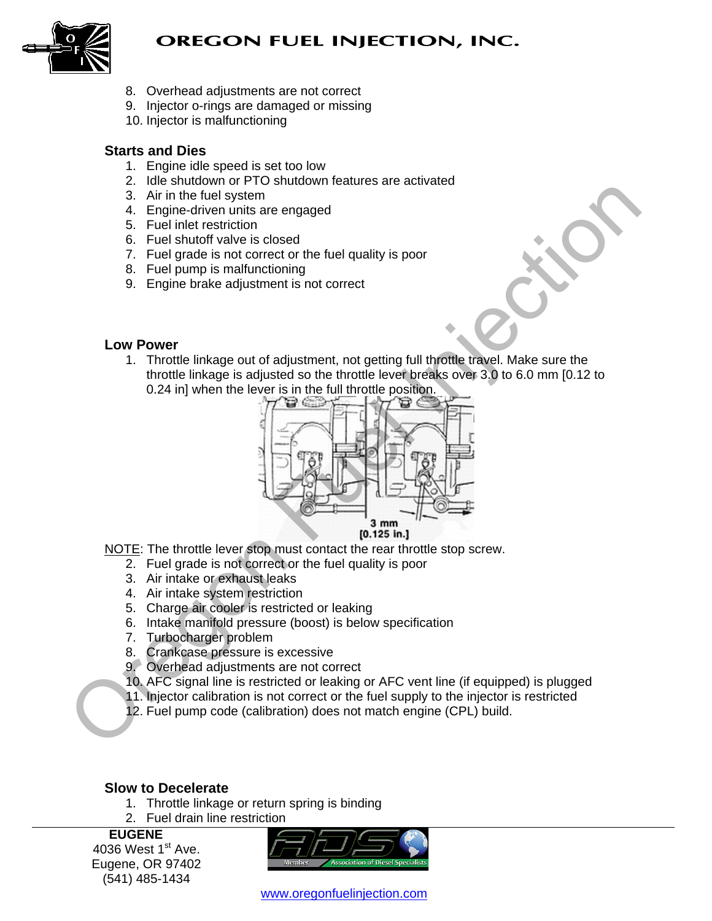8. Overhead adjustments are not correct
9. Injector o-rings are damaged or missing
10. Injector is malfunctioning

### Starts and Dies

1. Engine idle speed is set too low
2. Idle shutdown or PTO shutdown features are activated
3. Air in the fuel system
4. Engine-driven units are engaged
5. Fuel inlet restriction
6. Fuel shutoff valve is closed
7. Fuel grade is not correct or the fuel quality is poor
8. Fuel pump is malfunctioning
9. Engine brake adjustment is not correct

### Low Power

1. Throttle linkage out of adjustment, not getting full throttle travel. Make sure the throttle linkage is adjusted so the throttle lever breaks over 3.0 to 6.0 mm [0.12 to 0.24 in] when the lever is in the full throttle position.

3 mm
[0.125 in.]

NOTE: The throttle lever stop must contact the rear throttle stop screw.

2. Fuel grade is not correct or the fuel quality is poor
3. Air intake or exhaust leaks
4. Air intake system restriction
5. Charge air cooler is restricted or leaking
6. Intake manifold pressure (boost) is below specification
7. Turbocharger problem
8. Crankcase pressure is excessive
9. Overhead adjustments are not correct
10. AFC signal line is restricted or leaking or AFC vent line (if equipped) is plugged
11. Injector calibration is not correct or the fuel supply to the injector is restricted
12. Fuel pump code (calibration) does not match engine (CPL) build.

### Slow to Decelerate

1. Throttle linkage or return spring is binding
2. Fuel drain line restriction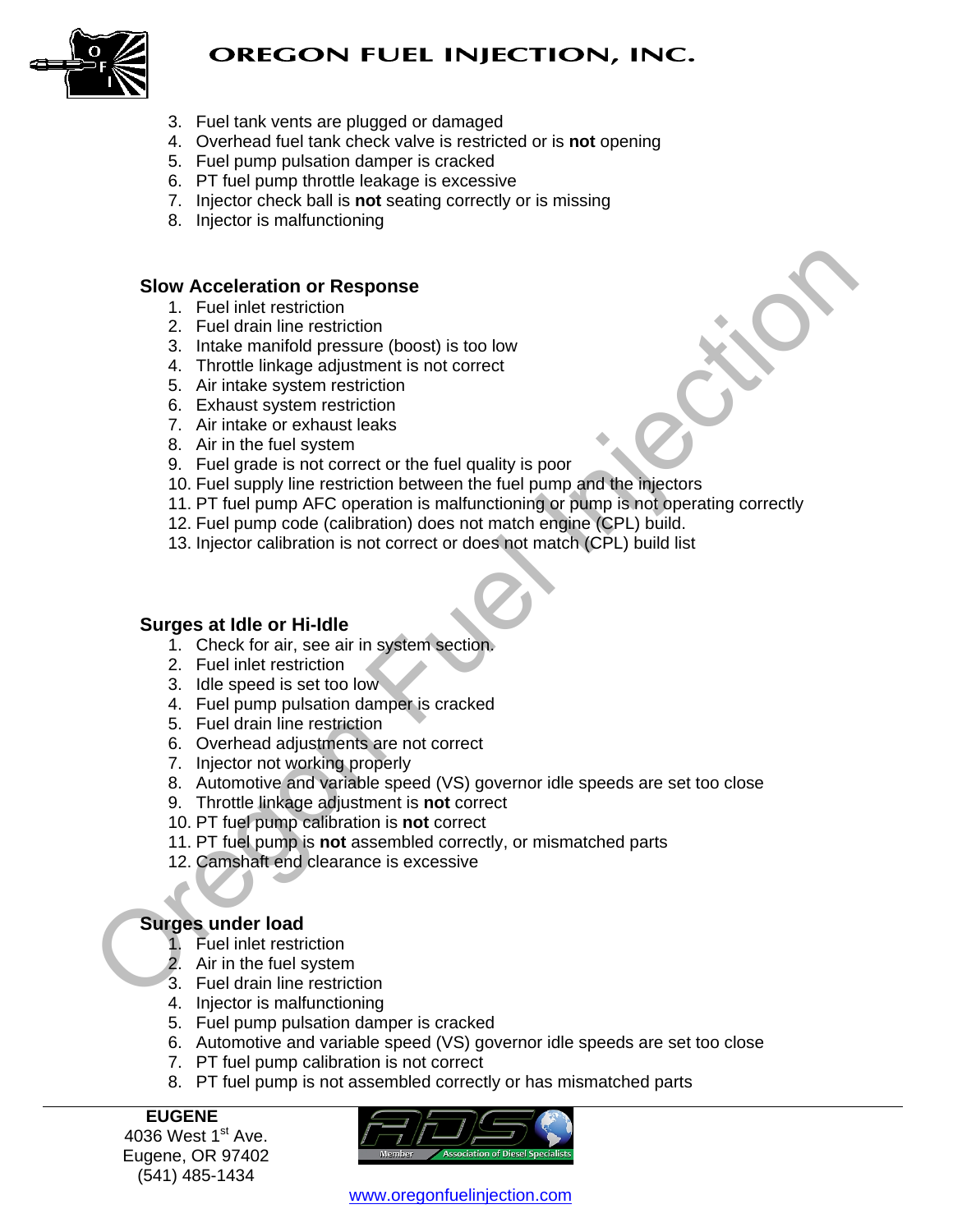3. Fuel tank vents are plugged or damaged
4. Overhead fuel tank check valve is restricted or is **not** opening
5. Fuel pump pulsation damper is cracked
6. PT fuel pump throttle leakage is excessive
7. Injector check ball is **not** seating correctly or is missing
8. Injector is malfunctioning

**Slow Acceleration or Response**

1. Fuel inlet restriction
2. Fuel drain line restriction
3. Intake manifold pressure (boost) is too low
4. Throttle linkage adjustment is not correct
5. Air intake system restriction
6. Exhaust system restriction
7. Air intake or exhaust leaks
8. Air in the fuel system
9. Fuel grade is not correct or the fuel quality is poor
10. Fuel supply line restriction between the fuel pump and the injectors
11. PT fuel pump AFC operation is malfunctioning or pump is not operating correctly
12. Fuel pump code (calibration) does not match engine (CPL) build.
13. Injector calibration is not correct or does not match (CPL) build list

**Surges at Idle or Hi-Idle**

1. Check for air, see air in system section.
2. Fuel inlet restriction
3. Idle speed is set too low
4. Fuel pump pulsation damper is cracked
5. Fuel drain line restriction
6. Overhead adjustments are not correct
7. Injector not working properly
8. Automotive and variable speed (VS) governor idle speeds are set too close
9. Throttle linkage adjustment is **not** correct
10. PT fuel pump calibration is **not** correct
11. PT fuel pump is **not** assembled correctly, or mismatched parts
12. Camshaft end clearance is excessive

**Surges under load**

1. Fuel inlet restriction
2. Air in the fuel system
3. Fuel drain line restriction
4. Injector is malfunctioning
5. Fuel pump pulsation damper is cracked
6. Automotive and variable speed (VS) governor idle speeds are set too close
7. PT fuel pump calibration is not correct
8. PT fuel pump is not assembled correctly or has mismatched parts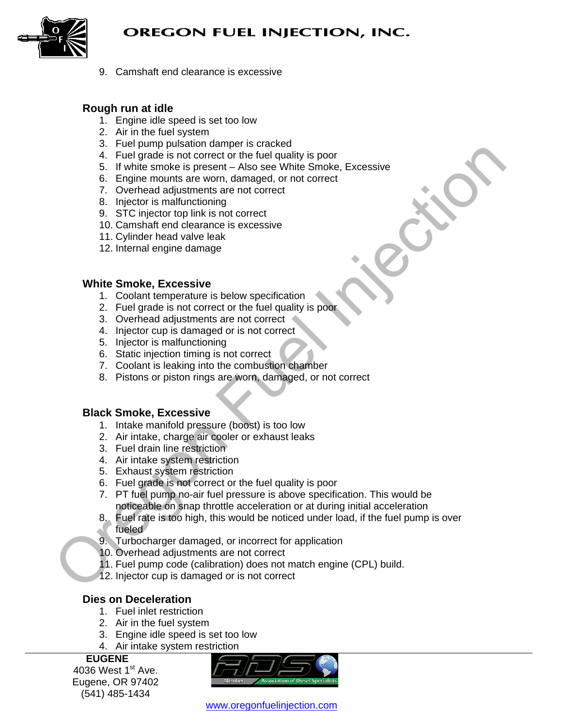9. Camshaft end clearance is excessive

### Rough run at idle

1. Engine idle speed is set too low
2. Air in the fuel system
3. Fuel pump pulsation damper is cracked
4. Fuel grade is not correct or the fuel quality is poor
5. If white smoke is present – Also see White Smoke, Excessive
6. Engine mounts are worn, damaged, or not correct
7. Overhead adjustments are not correct
8. Injector is malfunctioning
9. STC injector top link is not correct
10. Camshaft end clearance is excessive
11. Cylinder head valve leak
12. Internal engine damage

### White Smoke, Excessive

1. Coolant temperature is below specification
2. Fuel grade is not correct or the fuel quality is poor
3. Overhead adjustments are not correct
4. Injector cup is damaged or is not correct
5. Injector is malfunctioning
6. Static injection timing is not correct
7. Coolant is leaking into the combustion chamber
8. Pistons or piston rings are worn, damaged, or not correct

### Black Smoke, Excessive

1. Intake manifold pressure (boost) is too low
2. Air intake, charge air cooler or exhaust leaks
3. Fuel drain line restriction
4. Air intake system restriction
5. Exhaust system restriction
6. Fuel grade is not correct or the fuel quality is poor
7. PT fuel pump no-air fuel pressure is above specification. This would be noticeable on snap throttle acceleration or at during initial acceleration
8. Fuel rate is too high, this would be noticed under load, if the fuel pump is over fueled
9. Turbocharger damaged, or incorrect for application
10. Overhead adjustments are not correct
11. Fuel pump code (calibration) does not match engine (CPL) build.
12. Injector cup is damaged or is not correct

### Dies on Deceleration

1. Fuel inlet restriction
2. Air in the fuel system
3. Engine idle speed is set too low
4. Air intake system restriction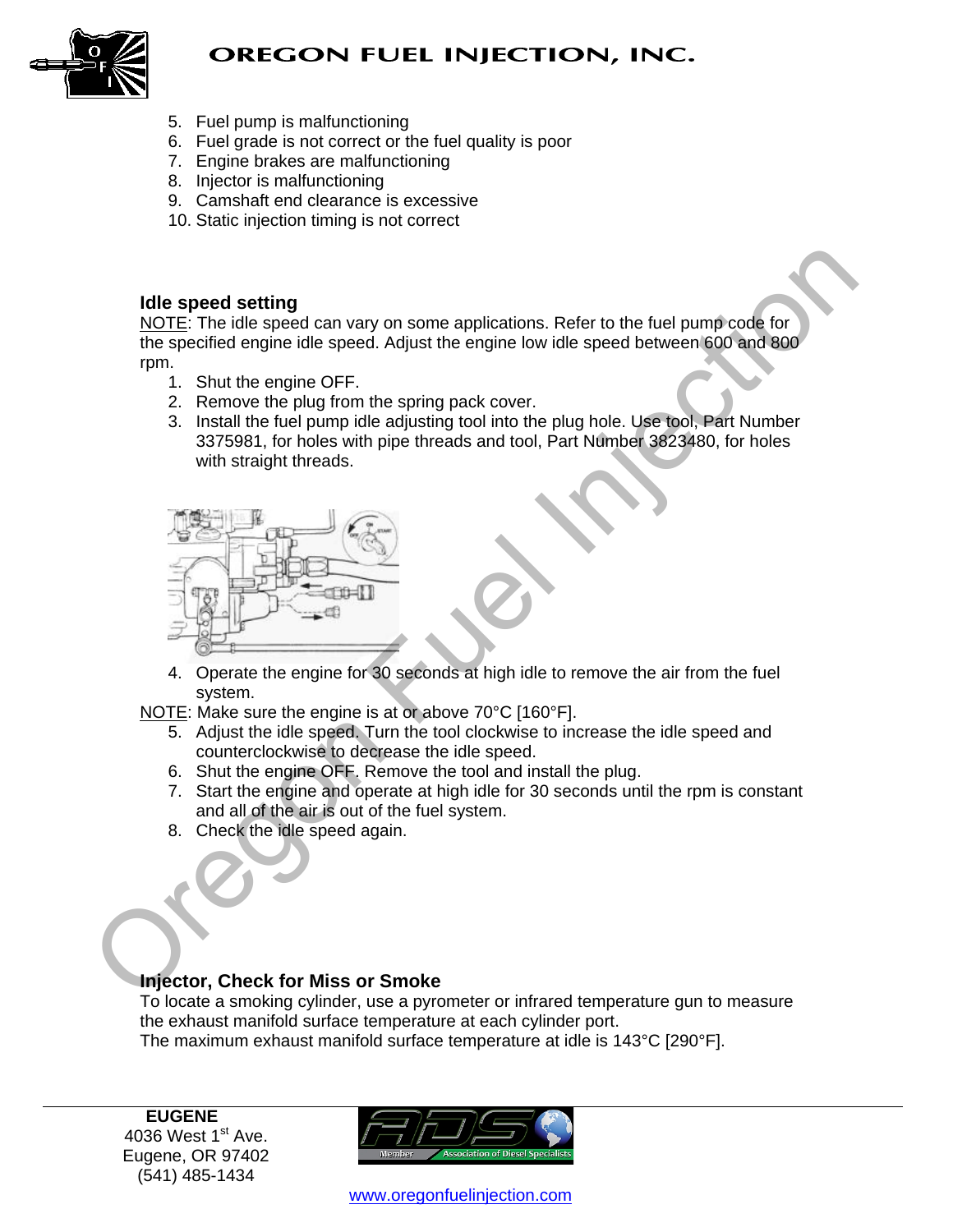5. Fuel pump is malfunctioning
6. Fuel grade is not correct or the fuel quality is poor
7. Engine brakes are malfunctioning
8. Injector is malfunctioning
9. Camshaft end clearance is excessive
10. Static injection timing is not correct

### Idle speed setting

NOTE: The idle speed can vary on some applications. Refer to the fuel pump code for the specified engine idle speed. Adjust the engine low idle speed between 600 and 800 rpm.

1. Shut the engine OFF.
2. Remove the plug from the spring pack cover.
3. Install the fuel pump idle adjusting tool into the plug hole. Use tool, Part Number 3375981, for holes with pipe threads and tool, Part Number 3823480, for holes with straight threads.
4. Operate the engine for 30 seconds at high idle to remove the air from the fuel system.

NOTE: Make sure the engine is at or above 70°C [160°F].

5. Adjust the idle speed. Turn the tool clockwise to increase the idle speed and counterclockwise to decrease the idle speed.
6. Shut the engine OFF. Remove the tool and install the plug.
7. Start the engine and operate at high idle for 30 seconds until the rpm is constant and all of the air is out of the fuel system.
8. Check the idle speed again.

### Injector, Check for Miss or Smoke

To locate a smoking cylinder, use a pyrometer or infrared temperature gun to measure the exhaust manifold surface temperature at each cylinder port.
The maximum exhaust manifold surface temperature at idle is 143°C [290°F].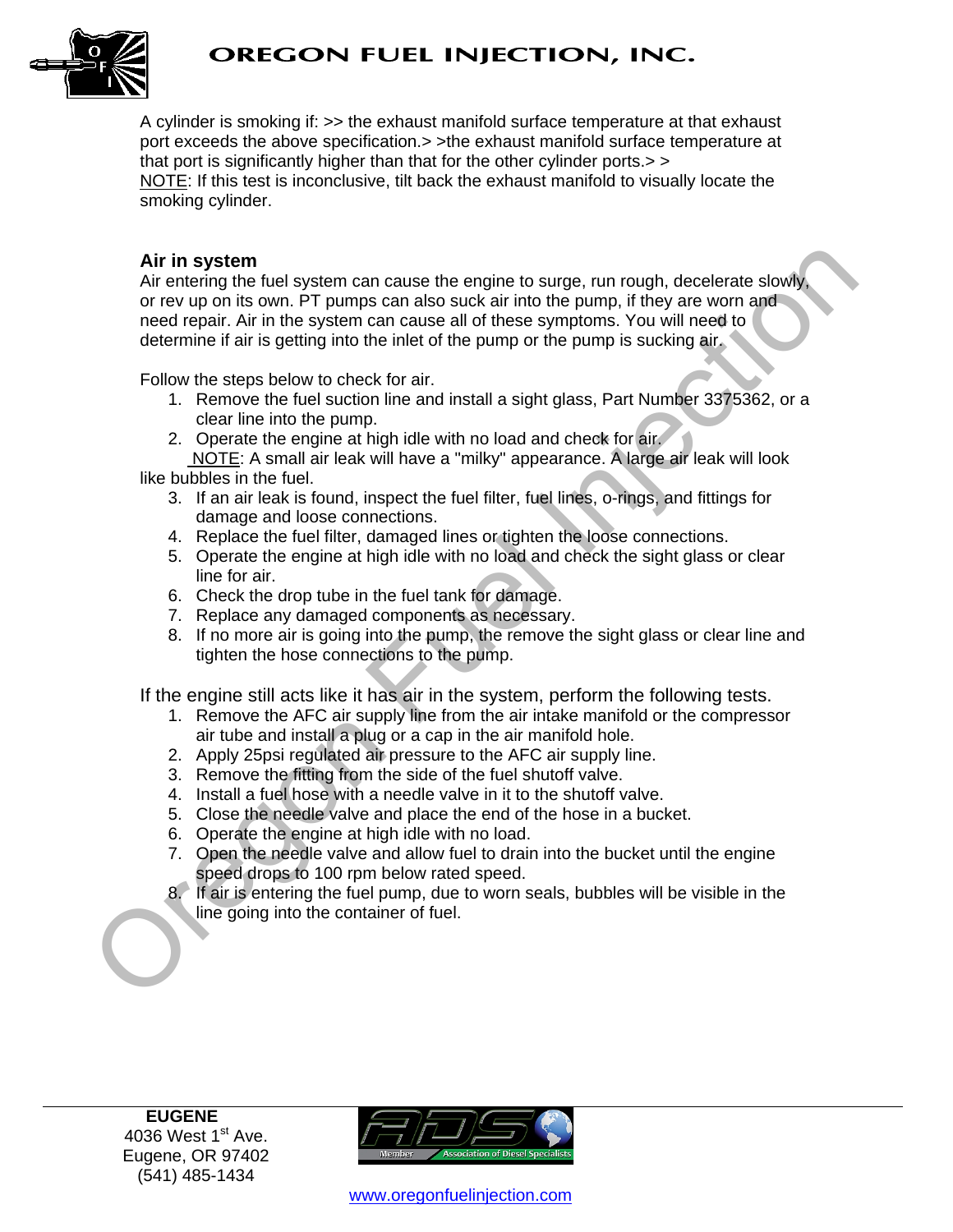A cylinder is smoking if: >> the exhaust manifold surface temperature at that exhaust port exceeds the above specification.> >the exhaust manifold surface temperature at that port is significantly higher than that for the other cylinder ports.> >
NOTE: If this test is inconclusive, tilt back the exhaust manifold to visually locate the smoking cylinder.

### Air in system

Air entering the fuel system can cause the engine to surge, run rough, decelerate slowly, or rev up on its own. PT pumps can also suck air into the pump, if they are worn and need repair. Air in the system can cause all of these symptoms. You will need to determine if air is getting into the inlet of the pump or the pump is sucking air.

Follow the steps below to check for air.

1. Remove the fuel suction line and install a sight glass, Part Number 3375362, or a clear line into the pump.
2. Operate the engine at high idle with no load and check for air.

NOTE: A small air leak will have a "milky" appearance. A large air leak will look like bubbles in the fuel.

3. If an air leak is found, inspect the fuel filter, fuel lines, o-rings, and fittings for damage and loose connections.
4. Replace the fuel filter, damaged lines or tighten the loose connections.
5. Operate the engine at high idle with no load and check the sight glass or clear line for air.
6. Check the drop tube in the fuel tank for damage.
7. Replace any damaged components as necessary.
8. If no more air is going into the pump, the remove the sight glass or clear line and tighten the hose connections to the pump.

If the engine still acts like it has air in the system, perform the following tests.

1. Remove the AFC air supply line from the air intake manifold or the compressor air tube and install a plug or a cap in the air manifold hole.
2. Apply 25psi regulated air pressure to the AFC air supply line.
3. Remove the fitting from the side of the fuel shutoff valve.
4. Install a fuel hose with a needle valve in it to the shutoff valve.
5. Close the needle valve and place the end of the hose in a bucket.
6. Operate the engine at high idle with no load.
7. Open the needle valve and allow fuel to drain into the bucket until the engine speed drops to 100 rpm below rated speed.
8. If air is entering the fuel pump, due to worn seals, bubbles will be visible in the line going into the container of fuel.